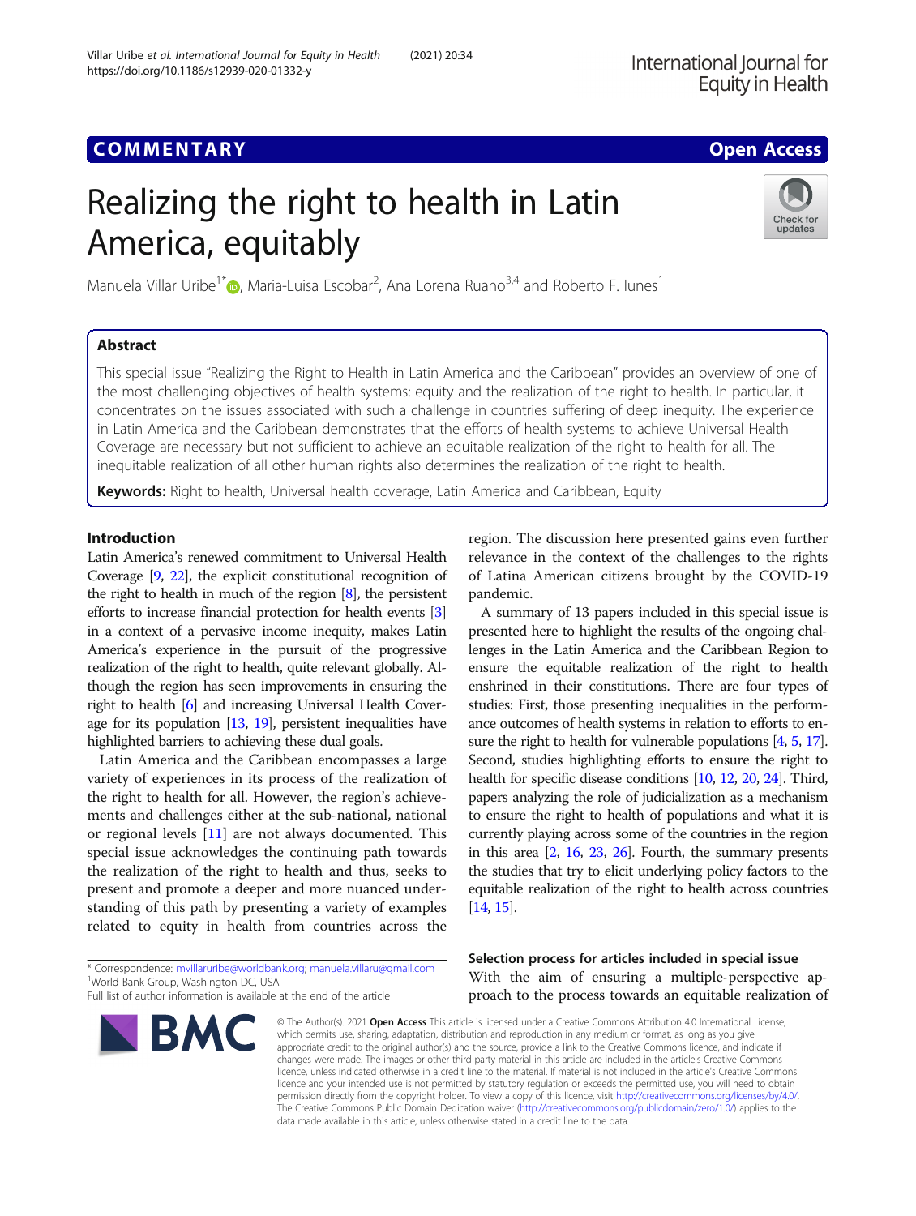COMMENTARY

Open Access

# Realizing the right to health in Latin America, equitably

Manuela Villar Uribe[1*], Maria-Luisa Escobar[2], Ana Lorena Ruano[3,4] and Roberto F. Iunes[1]

## Abstract

This special issue "Realizing the Right to Health in Latin America and the Caribbean" provides an overview of one of the most challenging objectives of health systems: equity and the realization of the right to health. In particular, it concentrates on the issues associated with such a challenge in countries suffering of deep inequity. The experience in Latin America and the Caribbean demonstrates that the efforts of health systems to achieve Universal Health Coverage are necessary but not sufficient to achieve an equitable realization of the right to health for all. The inequitable realization of all other human rights also determines the realization of the right to health.

**Keywords:** Right to health, Universal health coverage, Latin America and Caribbean, Equity

## Introduction

Latin America's renewed commitment to Universal Health Coverage [9, 22], the explicit constitutional recognition of the right to health in much of the region [8], the persistent efforts to increase financial protection for health events [3] in a context of a pervasive income inequity, makes Latin America's experience in the pursuit of the progressive realization of the right to health, quite relevant globally. Although the region has seen improvements in ensuring the right to health [6] and increasing Universal Health Coverage for its population [13, 19], persistent inequities have highlighted barriers to achieving these dual goals.

Latin America and the Caribbean encompasses a large variety of experiences in its process of the realization of the right to health for all. However, the region's achievements and challenges either at the sub-national, national or regional levels [11] are not always documented. This special issue acknowledges the continuing path towards the realization of the right to health and thus, seeks to present and promote a deeper and more nuanced understanding of this path by presenting a variety of examples related to equity in health from countries across the region. The discussion here presented gains even further relevance in the context of the challenges to the rights of Latina American citizens brought by the COVID-19 pandemic.

A summary of 13 papers included in this special issue is presented here to highlight the results of the ongoing challenges in the Latin America and the Caribbean Region to ensure the equitable realization of the right to health enshrined in their constitutions. There are four types of studies: First, those presenting inequalities in the performance outcomes of health systems in relation to efforts to ensure the right to health for vulnerable populations [4, 5, 17]. Second, studies highlighting efforts to ensure the right to health for specific disease conditions [10, 12, 20, 24]. Third, papers analyzing the role of judicialization as a mechanism to ensure the right to health of populations and what it is currently playing across some of the countries in the region in this area [2, 16, 23, 26]. Fourth, the summary presents the studies that try to elicit underlying policy factors to the equitable realization of the right to health across countries [14, 15].

### Selection process for articles included in special issue

With the aim of ensuring a multiple-perspective approach to the process towards an equitable realization of

\* Correspondence: mvillaruribe@worldbank.org; manuela.villaru@gmail.com
[1]World Bank Group, Washington DC, USA
Full list of author information is available at the end of the article

© The Author(s). 2021 **Open Access** This article is licensed under a Creative Commons Attribution 4.0 International License, which permits use, sharing, adaptation, distribution and reproduction in any medium or format, as long as you give appropriate credit to the original author(s) and the source, provide a link to the Creative Commons licence, and indicate if changes were made. The images or other third party material in this article are included in the article's Creative Commons licence, unless indicated otherwise in a credit line to the material. If material is not included in the article's Creative Commons licence and your intended use is not permitted by statutory regulation or exceeds the permitted use, you will need to obtain permission directly from the copyright holder. To view a copy of this licence, visit http://creativecommons.org/licenses/by/4.0/. The Creative Commons Public Domain Dedication waiver (http://creativecommons.org/publicdomain/zero/1.0/) applies to the data made available in this article, unless otherwise stated in a credit line to the data.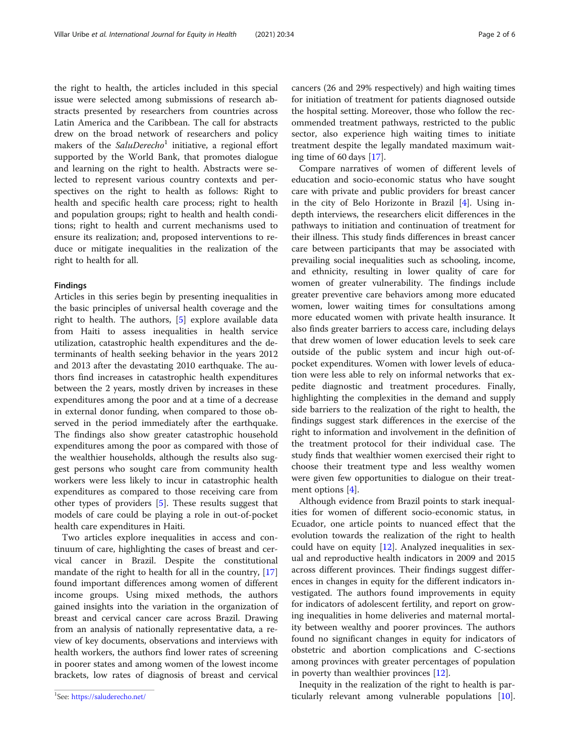the right to health, the articles included in this special issue were selected among submissions of research abstracts presented by researchers from countries across Latin America and the Caribbean. The call for abstracts drew on the broad network of researchers and policy makers of the *SaluDerecho*[1] initiative, a regional effort supported by the World Bank, that promotes dialogue and learning on the right to health. Abstracts were selected to represent various country contexts and perspectives on the right to health as follows: Right to health and specific health care process; right to health and population groups; right to health and health conditions; right to health and current mechanisms used to ensure its realization; and, proposed interventions to reduce or mitigate inequalities in the realization of the right to health for all.

## Findings

Articles in this series begin by presenting inequalities in the basic principles of universal health coverage and the right to health. The authors, [5] explore available data from Haiti to assess inequalities in health service utilization, catastrophic health expenditures and the determinants of health seeking behavior in the years 2012 and 2013 after the devastating 2010 earthquake. The authors find increases in catastrophic health expenditures between the 2 years, mostly driven by increases in these expenditures among the poor and at a time of a decrease in external donor funding, when compared to those observed in the period immediately after the earthquake. The findings also show greater catastrophic household expenditures among the poor as compared with those of the wealthier households, although the results also suggest persons who sought care from community health workers were less likely to incur in catastrophic health expenditures as compared to those receiving care from other types of providers [5]. These results suggest that models of care could be playing a role in out-of-pocket health care expenditures in Haiti.

Two articles explore inequalities in access and continuum of care, highlighting the cases of breast and cervical cancer in Brazil. Despite the constitutional mandate of the right to health for all in the country, [17] found important differences among women of different income groups. Using mixed methods, the authors gained insights into the variation in the organization of breast and cervical cancer care across Brazil. Drawing from an analysis of nationally representative data, a review of key documents, observations and interviews with health workers, the authors find lower rates of screening in poorer states and among women of the lowest income brackets, low rates of diagnosis of breast and cervical cancers (26 and 29% respectively) and high waiting times for initiation of treatment for patients diagnosed outside the hospital setting. Moreover, those who follow the recommended treatment pathways, restricted to the public sector, also experience high waiting times to initiate treatment despite the legally mandated maximum waiting time of 60 days [17].

Compare narratives of women of different levels of education and socio-economic status who have sought care with private and public providers for breast cancer in the city of Belo Horizonte in Brazil [4]. Using in-depth interviews, the researchers elicit differences in the pathways to initiation and continuation of treatment for their illness. This study finds differences in breast cancer care between participants that may be associated with prevailing social inequalities such as schooling, income, and ethnicity, resulting in lower quality of care for women of greater vulnerability. The findings include greater preventive care behaviors among more educated women, lower waiting times for consultations among more educated women with private health insurance. It also finds greater barriers to access care, including delays that drew women of lower education levels to seek care outside of the public system and incur high out-of-pocket expenditures. Women with lower levels of education were less able to rely on informal networks that expedite diagnostic and treatment procedures. Finally, highlighting the complexities in the demand and supply side barriers to the realization of the right to health, the findings suggest stark differences in the exercise of the right to information and involvement in the definition of the treatment protocol for their individual case. The study finds that wealthier women exercised their right to choose their treatment type and less wealthy women were given few opportunities to dialogue on their treatment options [4].

Although evidence from Brazil points to stark inequalities for women of different socio-economic status, in Ecuador, one article points to nuanced effect that the evolution towards the realization of the right to health could have on equity [12]. Analyzed inequalities in sexual and reproductive health indicators in 2009 and 2015 across different provinces. Their findings suggest differences in changes in equity for the different indicators investigated. The authors found improvements in equity for indicators of adolescent fertility, and report on growing inequalities in home deliveries and maternal mortality between wealthy and poorer provinces. The authors found no significant changes in equity for indicators of obstetric and abortion complications and C-sections among provinces with greater percentages of population in poverty than wealthier provinces [12].

Inequity in the realization of the right to health is particularly relevant among vulnerable populations [10].

[1] See: https://saluderecho.net/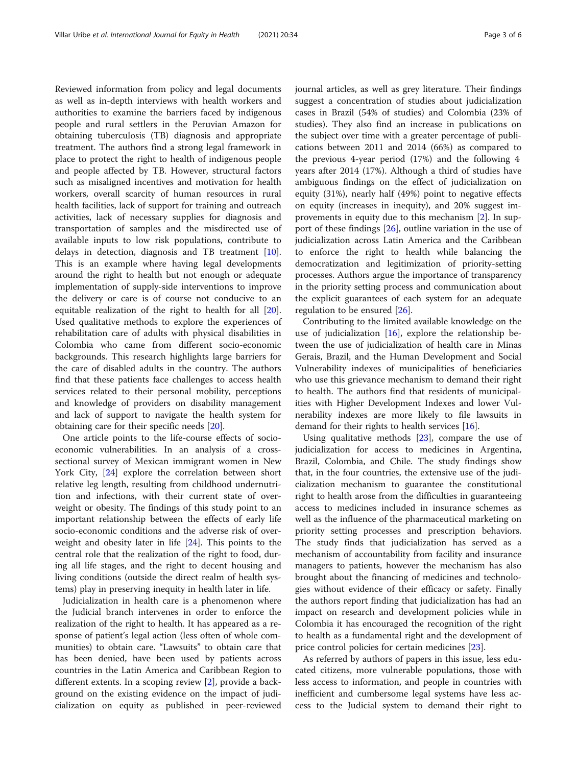Reviewed information from policy and legal documents as well as in-depth interviews with health workers and authorities to examine the barriers faced by indigenous people and rural settlers in the Peruvian Amazon for obtaining tuberculosis (TB) diagnosis and appropriate treatment. The authors find a strong legal framework in place to protect the right to health of indigenous people and people affected by TB. However, structural factors such as misaligned incentives and motivation for health workers, overall scarcity of human resources in rural health facilities, lack of support for training and outreach activities, lack of necessary supplies for diagnosis and transportation of samples and the misdirected use of available inputs to low risk populations, contribute to delays in detection, diagnosis and TB treatment [10]. This is an example where having legal developments around the right to health but not enough or adequate implementation of supply-side interventions to improve the delivery or care is of course not conducive to an equitable realization of the right to health for all [20]. Used qualitative methods to explore the experiences of rehabilitation care of adults with physical disabilities in Colombia who came from different socio-economic backgrounds. This research highlights large barriers for the care of disabled adults in the country. The authors find that these patients face challenges to access health services related to their personal mobility, perceptions and knowledge of providers on disability management and lack of support to navigate the health system for obtaining care for their specific needs [20].

One article points to the life-course effects of socio-economic vulnerabilities. In an analysis of a cross-sectional survey of Mexican immigrant women in New York City, [24] explore the correlation between short relative leg length, resulting from childhood undernutrition and infections, with their current state of overweight or obesity. The findings of this study point to an important relationship between the effects of early life socio-economic conditions and the adverse risk of overweight and obesity later in life [24]. This points to the central role that the realization of the right to food, during all life stages, and the right to decent housing and living conditions (outside the direct realm of health systems) play in preserving inequity in health later in life.

Judicialization in health care is a phenomenon where the Judicial branch intervenes in order to enforce the realization of the right to health. It has appeared as a response of patient's legal action (less often of whole communities) to obtain care. "Lawsuits" to obtain care that has been denied, have been used by patients across countries in the Latin America and Caribbean Region to different extents. In a scoping review [2], provide a background on the existing evidence on the impact of judicialization on equity as published in peer-reviewed journal articles, as well as grey literature. Their findings suggest a concentration of studies about judicialization cases in Brazil (54% of studies) and Colombia (23% of studies). They also find an increase in publications on the subject over time with a greater percentage of publications between 2011 and 2014 (66%) as compared to the previous 4-year period (17%) and the following 4 years after 2014 (17%). Although a third of studies have ambiguous findings on the effect of judicialization on equity (31%), nearly half (49%) point to negative effects on equity (increases in inequity), and 20% suggest improvements in equity due to this mechanism [2]. In support of these findings [26], outline variation in the use of judicialization across Latin America and the Caribbean to enforce the right to health while balancing the democratization and legitimization of priority-setting processes. Authors argue the importance of transparency in the priority setting process and communication about the explicit guarantees of each system for an adequate regulation to be ensured [26].

Contributing to the limited available knowledge on the use of judicialization [16], explore the relationship between the use of judicialization of health care in Minas Gerais, Brazil, and the Human Development and Social Vulnerability indexes of municipalities of beneficiaries who use this grievance mechanism to demand their right to health. The authors find that residents of municipalities with Higher Development Indexes and lower Vulnerability indexes are more likely to file lawsuits in demand for their rights to health services [16].

Using qualitative methods [23], compare the use of judicialization for access to medicines in Argentina, Brazil, Colombia, and Chile. The study findings show that, in the four countries, the extensive use of the judicialization mechanism to guarantee the constitutional right to health arose from the difficulties in guaranteeing access to medicines included in insurance schemes as well as the influence of the pharmaceutical marketing on priority setting processes and prescription behaviors. The study finds that judicialization has served as a mechanism of accountability from facility and insurance managers to patients, however the mechanism has also brought about the financing of medicines and technologies without evidence of their efficacy or safety. Finally the authors report finding that judicialization has had an impact on research and development policies while in Colombia it has encouraged the recognition of the right to health as a fundamental right and the development of price control policies for certain medicines [23].

As referred by authors of papers in this issue, less educated citizens, more vulnerable populations, those with less access to information, and people in countries with inefficient and cumbersome legal systems have less access to the Judicial system to demand their right to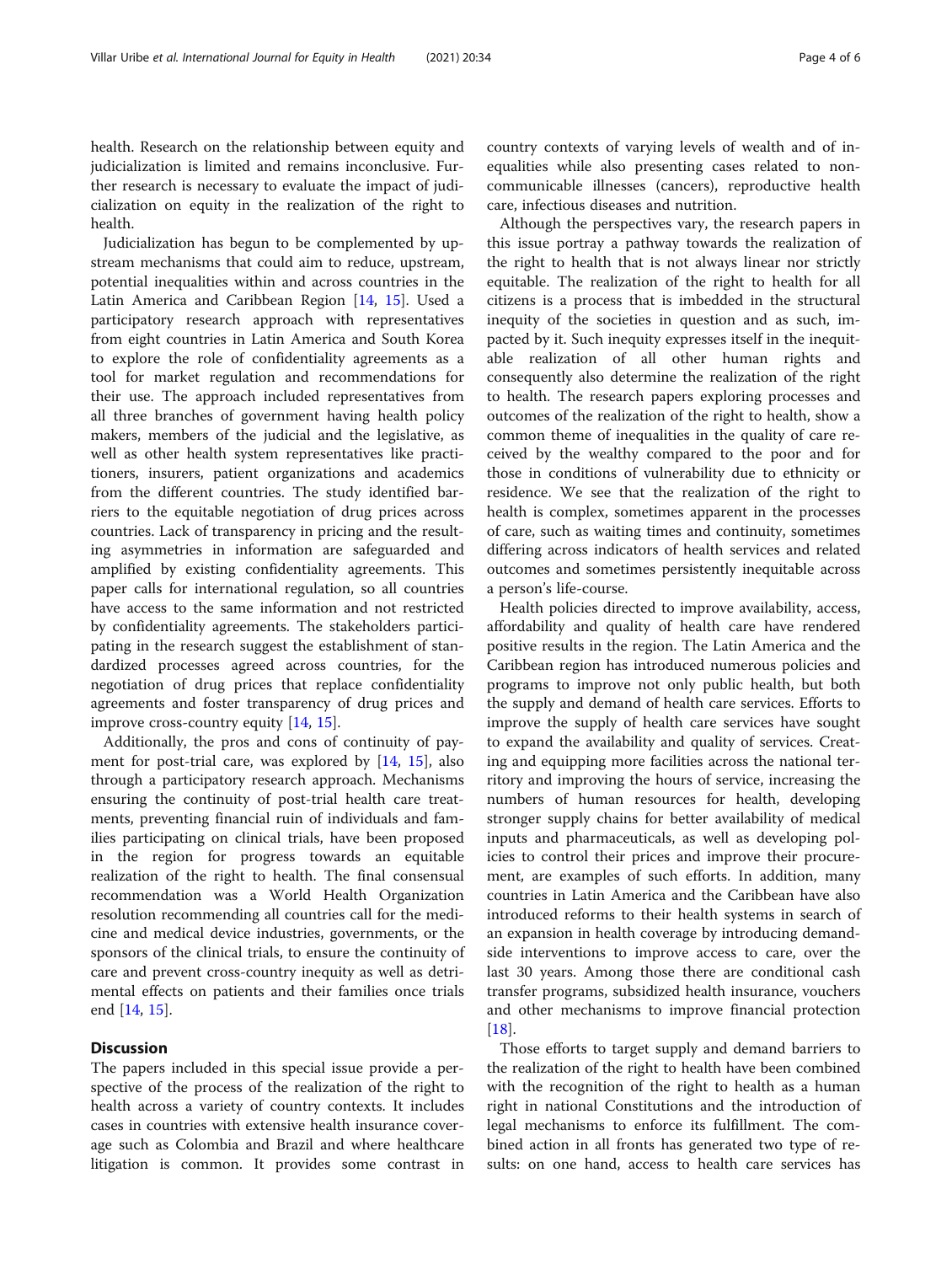health. Research on the relationship between equity and judicialization is limited and remains inconclusive. Further research is necessary to evaluate the impact of judicialization on equity in the realization of the right to health.

Judicialization has begun to be complemented by upstream mechanisms that could aim to reduce, upstream, potential inequalities within and across countries in the Latin America and Caribbean Region [14, 15]. Used a participatory research approach with representatives from eight countries in Latin America and South Korea to explore the role of confidentiality agreements as a tool for market regulation and recommendations for their use. The approach included representatives from all three branches of government having health policy makers, members of the judicial and the legislative, as well as other health system representatives like practitioners, insurers, patient organizations and academics from the different countries. The study identified barriers to the equitable negotiation of drug prices across countries. Lack of transparency in pricing and the resulting asymmetries in information are safeguarded and amplified by existing confidentiality agreements. This paper calls for international regulation, so all countries have access to the same information and not restricted by confidentiality agreements. The stakeholders participating in the research suggest the establishment of standardized processes agreed across countries, for the negotiation of drug prices that replace confidentiality agreements and foster transparency of drug prices and improve cross-country equity [14, 15].

Additionally, the pros and cons of continuity of payment for post-trial care, was explored by [14, 15], also through a participatory research approach. Mechanisms ensuring the continuity of post-trial health care treatments, preventing financial ruin of individuals and families participating on clinical trials, have been proposed in the region for progress towards an equitable realization of the right to health. The final consensual recommendation was a World Health Organization resolution recommending all countries call for the medicine and medical device industries, governments, or the sponsors of the clinical trials, to ensure the continuity of care and prevent cross-country inequity as well as detrimental effects on patients and their families once trials end [14, 15].

## Discussion

The papers included in this special issue provide a perspective of the process of the realization of the right to health across a variety of country contexts. It includes cases in countries with extensive health insurance coverage such as Colombia and Brazil and where healthcare litigation is common. It provides some contrast in country contexts of varying levels of wealth and of inequalities while also presenting cases related to non-communicable illnesses (cancers), reproductive health care, infectious diseases and nutrition.

Although the perspectives vary, the research papers in this issue portray a pathway towards the realization of the right to health that is not always linear nor strictly equitable. The realization of the right to health for all citizens is a process that is imbedded in the structural inequity of the societies in question and as such, impacted by it. Such inequity expresses itself in the inequitable realization of all other human rights and consequently also determine the realization of the right to health. The research papers exploring processes and outcomes of the realization of the right to health, show a common theme of inequalities in the quality of care received by the wealthy compared to the poor and for those in conditions of vulnerability due to ethnicity or residence. We see that the realization of the right to health is complex, sometimes apparent in the processes of care, such as waiting times and continuity, sometimes differing across indicators of health services and related outcomes and sometimes persistently inequitable across a person's life-course.

Health policies directed to improve availability, access, affordability and quality of health care have rendered positive results in the region. The Latin America and the Caribbean region has introduced numerous policies and programs to improve not only public health, but both the supply and demand of health care services. Efforts to improve the supply of health care services have sought to expand the availability and quality of services. Creating and equipping more facilities across the national territory and improving the hours of service, increasing the numbers of human resources for health, developing stronger supply chains for better availability of medical inputs and pharmaceuticals, as well as developing policies to control their prices and improve their procurement, are examples of such efforts. In addition, many countries in Latin America and the Caribbean have also introduced reforms to their health systems in search of an expansion in health coverage by introducing demand-side interventions to improve access to care, over the last 30 years. Among those there are conditional cash transfer programs, subsidized health insurance, vouchers and other mechanisms to improve financial protection [18].

Those efforts to target supply and demand barriers to the realization of the right to health have been combined with the recognition of the right to health as a human right in national Constitutions and the introduction of legal mechanisms to enforce its fulfillment. The combined action in all fronts has generated two type of results: on one hand, access to health care services has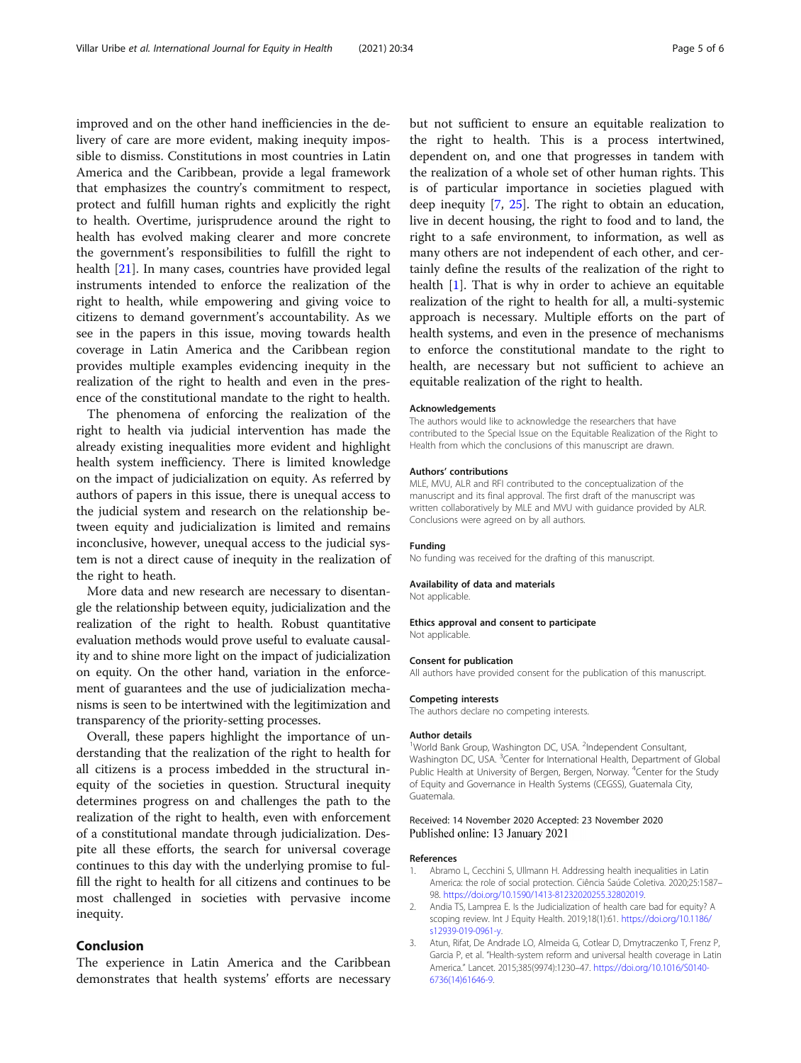improved and on the other hand inefficiencies in the delivery of care are more evident, making inequity impossible to dismiss. Constitutions in most countries in Latin America and the Caribbean, provide a legal framework that emphasizes the country's commitment to respect, protect and fulfill human rights and explicitly the right to health. Overtime, jurisprudence around the right to health has evolved making clearer and more concrete the government's responsibilities to fulfill the right to health [21]. In many cases, countries have provided legal instruments intended to enforce the realization of the right to health, while empowering and giving voice to citizens to demand government's accountability. As we see in the papers in this issue, moving towards health coverage in Latin America and the Caribbean region provides multiple examples evidencing inequity in the realization of the right to health and even in the presence of the constitutional mandate to the right to health.

The phenomena of enforcing the realization of the right to health via judicial intervention has made the already existing inequalities more evident and highlight health system inefficiency. There is limited knowledge on the impact of judicialization on equity. As referred by authors of papers in this issue, there is unequal access to the judicial system and research on the relationship between equity and judicialization is limited and remains inconclusive, however, unequal access to the judicial system is not a direct cause of inequity in the realization of the right to heath.

More data and new research are necessary to disentangle the relationship between equity, judicialization and the realization of the right to health. Robust quantitative evaluation methods would prove useful to evaluate causality and to shine more light on the impact of judicialization on equity. On the other hand, variation in the enforcement of guarantees and the use of judicialization mechanisms is seen to be intertwined with the legitimization and transparency of the priority-setting processes.

Overall, these papers highlight the importance of understanding that the realization of the right to health for all citizens is a process imbedded in the structural inequity of the societies in question. Structural inequity determines progress on and challenges the path to the realization of the right to health, even with enforcement of a constitutional mandate through judicialization. Despite all these efforts, the search for universal coverage continues to this day with the underlying promise to fulfill the right to health for all citizens and continues to be most challenged in societies with pervasive income inequity.

## Conclusion

The experience in Latin America and the Caribbean demonstrates that health systems' efforts are necessary but not sufficient to ensure an equitable realization to the right to health. This is a process intertwined, dependent on, and one that progresses in tandem with the realization of a whole set of other human rights. This is of particular importance in societies plagued with deep inequity [7, 25]. The right to obtain an education, live in decent housing, the right to food and to land, the right to a safe environment, to information, as well as many others are not independent of each other, and certainly define the results of the realization of the right to health [1]. That is why in order to achieve an equitable realization of the right to health for all, a multi-systemic approach is necessary. Multiple efforts on the part of health systems, and even in the presence of mechanisms to enforce the constitutional mandate to the right to health, are necessary but not sufficient to achieve an equitable realization of the right to health.

#### Acknowledgements

The authors would like to acknowledge the researchers that have contributed to the Special Issue on the Equitable Realization of the Right to Health from which the conclusions of this manuscript are drawn.

#### Authors' contributions

MLE, MVU, ALR and RFI contributed to the conceptualization of the manuscript and its final approval. The first draft of the manuscript was written collaboratively by MLE and MVU with guidance provided by ALR. Conclusions were agreed on by all authors.

#### Funding

No funding was received for the drafting of this manuscript.

#### Availability of data and materials

Not applicable.

#### Ethics approval and consent to participate

Not applicable.

#### Consent for publication

All authors have provided consent for the publication of this manuscript.

#### Competing interests

The authors declare no competing interests.

#### Author details

[1]World Bank Group, Washington DC, USA. [2]Independent Consultant, Washington DC, USA. [3]Center for International Health, Department of Global Public Health at University of Bergen, Bergen, Norway. [4]Center for the Study of Equity and Governance in Health Systems (CEGSS), Guatemala City, Guatemala.

Received: 14 November 2020 Accepted: 23 November 2020
Published online: 13 January 2021

#### References

1. Abramo L, Cecchini S, Ullmann H. Addressing health inequalities in Latin America: the role of social protection. Ciência Saúde Coletiva. 2020;25:1587–98. https://doi.org/10.1590/1413-81232020255.32802019.
2. Andia TS, Lamprea E. Is the Judicialization of health care bad for equity? A scoping review. Int J Equity Health. 2019;18(1):61. https://doi.org/10.1186/s12939-019-0961-y.
3. Atun, Rifat, De Andrade LO, Almeida G, Cotlear D, Dmytraczenko T, Frenz P, Garcia P, et al. "Health-system reform and universal health coverage in Latin America." Lancet. 2015;385(9974):1230–47. https://doi.org/10.1016/S0140-6736(14)61646-9.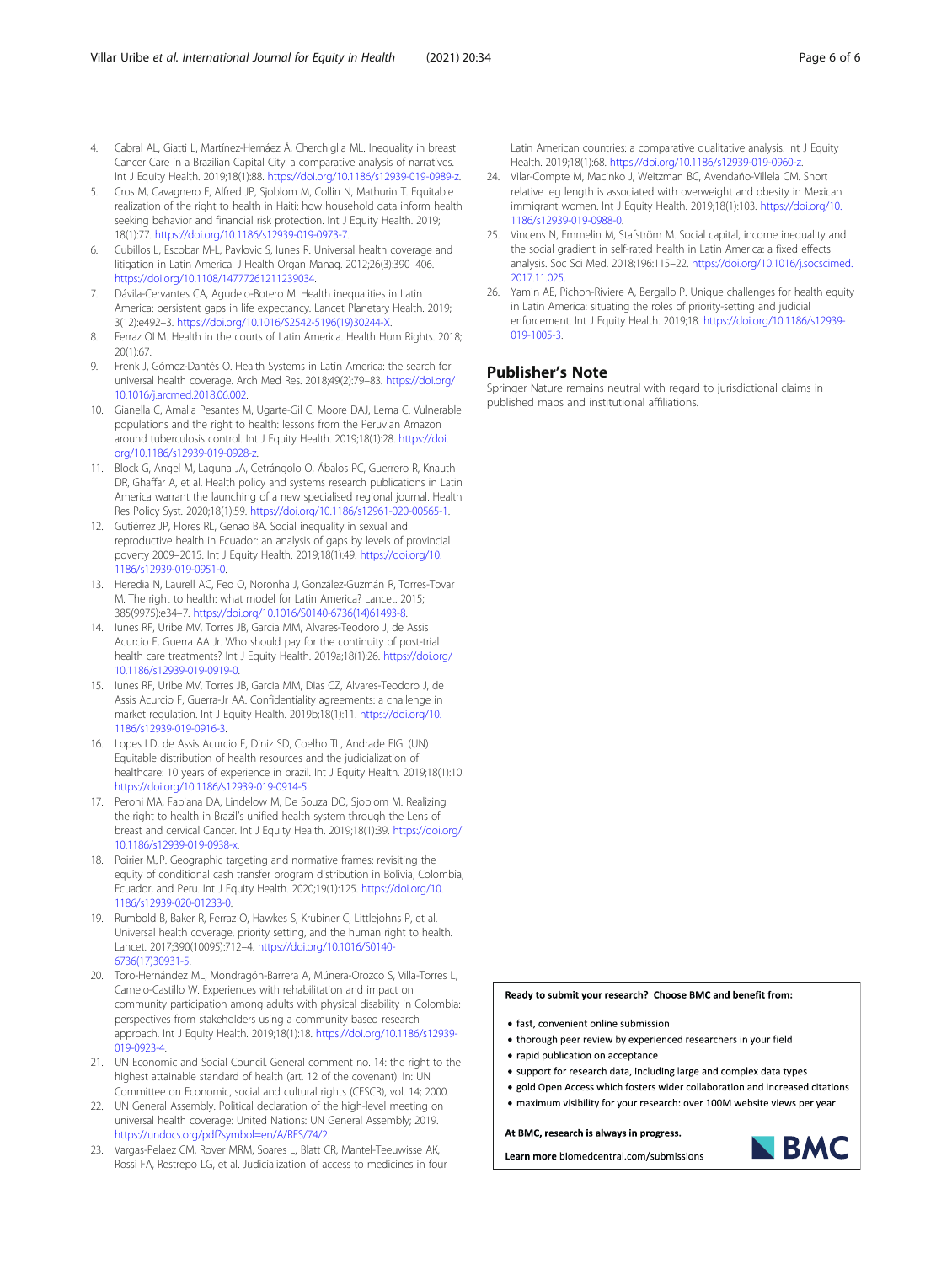4. Cabral AL, Giatti L, Martínez-Hernáez Á, Cherchiglia ML. Inequality in breast Cancer Care in a Brazilian Capital City: a comparative analysis of narratives. Int J Equity Health. 2019;18(1):88. https://doi.org/10.1186/s12939-019-0989-z.
5. Cros M, Cavagnero E, Alfred JP, Sjoblom M, Collin N, Mathurin T. Equitable realization of the right to health in Haiti: how household data inform health seeking behavior and financial risk protection. Int J Equity Health. 2019; 18(1):77. https://doi.org/10.1186/s12939-019-0973-7.
6. Cubillos L, Escobar M-L, Pavlovic S, Iunes R. Universal health coverage and litigation in Latin America. J Health Organ Manag. 2012;26(3):390–406. https://doi.org/10.1108/14777261211239034.
7. Dávila-Cervantes CA, Agudelo-Botero M. Health inequalities in Latin America: persistent gaps in life expectancy. Lancet Planetary Health. 2019; 3(12):e492–3. https://doi.org/10.1016/S2542-5196(19)30244-X.
8. Ferraz OLM. Health in the courts of Latin America. Health Hum Rights. 2018; 20(1):67.
9. Frenk J, Gómez-Dantés O. Health Systems in Latin America: the search for universal health coverage. Arch Med Res. 2018;49(2):79–83. https://doi.org/10.1016/j.arcmed.2018.06.002.
10. Gianella C, Amalia Pesantes M, Ugarte-Gil C, Moore DAJ, Lema C. Vulnerable populations and the right to health: lessons from the Peruvian Amazon around tuberculosis control. Int J Equity Health. 2019;18(1):28. https://doi.org/10.1186/s12939-019-0928-z.
11. Block G, Angel M, Laguna JA, Cetrángolo O, Ábalos PC, Guerrero R, Knauth DR, Ghaffar A, et al. Health policy and systems research publications in Latin America warrant the launching of a new specialised regional journal. Health Res Policy Syst. 2020;18(1):59. https://doi.org/10.1186/s12961-020-00565-1.
12. Gutiérrez JP, Flores RL, Genao BA. Social inequality in sexual and reproductive health in Ecuador: an analysis of gaps by levels of provincial poverty 2009–2015. Int J Equity Health. 2019;18(1):49. https://doi.org/10.1186/s12939-019-0951-0.
13. Heredia N, Laurell AC, Feo O, Noronha J, González-Guzmán R, Torres-Tovar M. The right to health: what model for Latin America? Lancet. 2015; 385(9975):e34–7. https://doi.org/10.1016/S0140-6736(14)61493-8.
14. Iunes RF, Uribe MV, Torres JB, Garcia MM, Alvares-Teodoro J, de Assis Acurcio F, Guerra AA Jr. Who should pay for the continuity of post-trial health care treatments? Int J Equity Health. 2019a;18(1):26. https://doi.org/10.1186/s12939-019-0919-0.
15. Iunes RF, Uribe MV, Torres JB, Garcia MM, Dias CZ, Alvares-Teodoro J, de Assis Acurcio F, Guerra-Jr AA. Confidentiality agreements: a challenge in market regulation. Int J Equity Health. 2019b;18(1):11. https://doi.org/10.1186/s12939-019-0916-3.
16. Lopes LD, de Assis Acurcio F, Diniz SD, Coelho TL, Andrade EIG. (UN) Equitable distribution of health resources and the judicialization of healthcare: 10 years of experience in brazil. Int J Equity Health. 2019;18(1):10. https://doi.org/10.1186/s12939-019-0914-5.
17. Peroni MA, Fabiana DA, Lindelow M, De Souza DO, Sjoblom M. Realizing the right to health in Brazil's unified health system through the Lens of breast and cervical Cancer. Int J Equity Health. 2019;18(1):39. https://doi.org/10.1186/s12939-019-0938-x.
18. Poirier MJP. Geographic targeting and normative frames: revisiting the equity of conditional cash transfer program distribution in Bolivia, Colombia, Ecuador, and Peru. Int J Equity Health. 2020;19(1):125. https://doi.org/10.1186/s12939-020-01233-0.
19. Rumbold B, Baker R, Ferraz O, Hawkes S, Krubiner C, Littlejohns P, et al. Universal health coverage, priority setting, and the human right to health. Lancet. 2017;390(10095):712–4. https://doi.org/10.1016/S0140-6736(17)30931-5.
20. Toro-Hernández ML, Mondragón-Barrera A, Múnera-Orozco S, Villa-Torres L, Camelo-Castillo W. Experiences with rehabilitation and impact on community participation among adults with physical disability in Colombia: perspectives from stakeholders using a community based research approach. Int J Equity Health. 2019;18(1):18. https://doi.org/10.1186/s12939-019-0923-4.
21. UN Economic and Social Council. General comment no. 14: the right to the highest attainable standard of health (art. 12 of the covenant). In: UN Committee on Economic, social and cultural rights (CESCR), vol. 14; 2000.
22. UN General Assembly. Political declaration of the high-level meeting on universal health coverage: United Nations: UN General Assembly; 2019. https://undocs.org/pdf?symbol=en/A/RES/74/2.
23. Vargas-Pelaez CM, Rover MRM, Soares L, Blatt CR, Mantel-Teeuwisse AK, Rossi FA, Restrepo LG, et al. Judicialization of access to medicines in four Latin American countries: a comparative qualitative analysis. Int J Equity Health. 2019;18(1):68. https://doi.org/10.1186/s12939-019-0960-z.
24. Vilar-Compte M, Macinko J, Weitzman BC, Avendaño-Villela CM. Short relative leg length is associated with overweight and obesity in Mexican immigrant women. Int J Equity Health. 2019;18(1):103. https://doi.org/10.1186/s12939-019-0988-0.
25. Vincens N, Emmelin M, Stafström M. Social capital, income inequality and the social gradient in self-rated health in Latin America: a fixed effects analysis. Soc Sci Med. 2018;196:115–22. https://doi.org/10.1016/j.socscimed.2017.11.025.
26. Yamin AE, Pichon-Riviere A, Bergallo P. Unique challenges for health equity in Latin America: situating the roles of priority-setting and judicial enforcement. Int J Equity Health. 2019;18. https://doi.org/10.1186/s12939-019-1005-3.

## Publisher's Note

Springer Nature remains neutral with regard to jurisdictional claims in published maps and institutional affiliations.

**Ready to submit your research? Choose BMC and benefit from:**

- fast, convenient online submission
- thorough peer review by experienced researchers in your field
- rapid publication on acceptance
- support for research data, including large and complex data types
- gold Open Access which fosters wider collaboration and increased citations
- maximum visibility for your research: over 100M website views per year

**At BMC, research is always in progress.**

**Learn more** biomedcentral.com/submissions

BMC